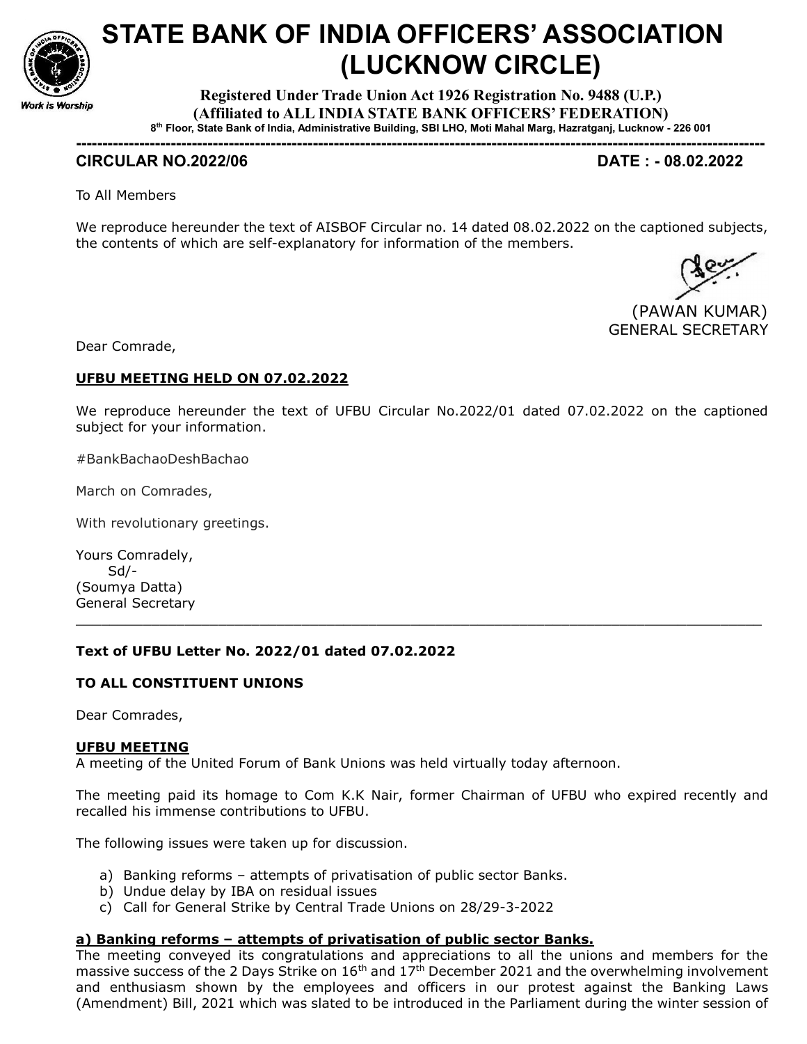# STATE BANK OF INDIA OFFICERS' ASSOCIATION (LUCKNOW CIRCLE)

**Registered Under Trade Union Act 1926 Registration No. 9488 (U.P.)**
**(Affiliated to ALL INDIA STATE BANK OFFICERS' FEDERATION)**
**8th Floor, State Bank of India, Administrative Building, SBI LHO, Moti Mahal Marg, Hazratganj, Lucknow - 226 001**

Work is Worship

---

**CIRCULAR NO.2022/06** **DATE : - 08.02.2022**

To All Members

We reproduce hereunder the text of AISBOF Circular no. 14 dated 08.02.2022 on the captioned subjects, the contents of which are self-explanatory for information of the members.

(PAWAN KUMAR)
GENERAL SECRETARY

Dear Comrade,

**UFBU MEETING HELD ON 07.02.2022**

We reproduce hereunder the text of UFBU Circular No.2022/01 dated 07.02.2022 on the captioned subject for your information.

#BankBachaoDeshBachao

March on Comrades,

With revolutionary greetings.

Yours Comradely,
Sd/-
(Soumya Datta)
General Secretary

---

**Text of UFBU Letter No. 2022/01 dated 07.02.2022**

**TO ALL CONSTITUENT UNIONS**

Dear Comrades,

**UFBU MEETING**

A meeting of the United Forum of Bank Unions was held virtually today afternoon.

The meeting paid its homage to Com K.K Nair, former Chairman of UFBU who expired recently and recalled his immense contributions to UFBU.

The following issues were taken up for discussion.

a) Banking reforms – attempts of privatisation of public sector Banks.
b) Undue delay by IBA on residual issues
c) Call for General Strike by Central Trade Unions on 28/29-3-2022

**a) Banking reforms – attempts of privatisation of public sector Banks.**

The meeting conveyed its congratulations and appreciations to all the unions and members for the massive success of the 2 Days Strike on 16th and 17th December 2021 and the overwhelming involvement and enthusiasm shown by the employees and officers in our protest against the Banking Laws (Amendment) Bill, 2021 which was slated to be introduced in the Parliament during the winter session of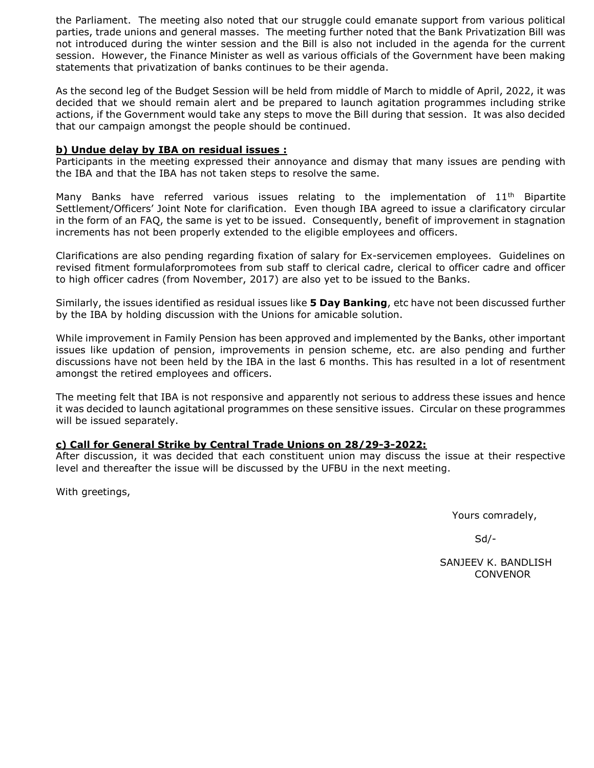the Parliament. The meeting also noted that our struggle could emanate support from various political parties, trade unions and general masses. The meeting further noted that the Bank Privatization Bill was not introduced during the winter session and the Bill is also not included in the agenda for the current session. However, the Finance Minister as well as various officials of the Government have been making statements that privatization of banks continues to be their agenda.

As the second leg of the Budget Session will be held from middle of March to middle of April, 2022, it was decided that we should remain alert and be prepared to launch agitation programmes including strike actions, if the Government would take any steps to move the Bill during that session. It was also decided that our campaign amongst the people should be continued.

**b) Undue delay by IBA on residual issues :**

Participants in the meeting expressed their annoyance and dismay that many issues are pending with the IBA and that the IBA has not taken steps to resolve the same.

Many Banks have referred various issues relating to the implementation of 11th Bipartite Settlement/Officers' Joint Note for clarification. Even though IBA agreed to issue a clarificatory circular in the form of an FAQ, the same is yet to be issued. Consequently, benefit of improvement in stagnation increments has not been properly extended to the eligible employees and officers.

Clarifications are also pending regarding fixation of salary for Ex-servicemen employees. Guidelines on revised fitment formulaforpromotees from sub staff to clerical cadre, clerical to officer cadre and officer to high officer cadres (from November, 2017) are also yet to be issued to the Banks.

Similarly, the issues identified as residual issues like **5 Day Banking**, etc have not been discussed further by the IBA by holding discussion with the Unions for amicable solution.

While improvement in Family Pension has been approved and implemented by the Banks, other important issues like updation of pension, improvements in pension scheme, etc. are also pending and further discussions have not been held by the IBA in the last 6 months. This has resulted in a lot of resentment amongst the retired employees and officers.

The meeting felt that IBA is not responsive and apparently not serious to address these issues and hence it was decided to launch agitational programmes on these sensitive issues. Circular on these programmes will be issued separately.

**c) Call for General Strike by Central Trade Unions on 28/29-3-2022:**

After discussion, it was decided that each constituent union may discuss the issue at their respective level and thereafter the issue will be discussed by the UFBU in the next meeting.

With greetings,

Yours comradely,

Sd/-

SANJEEV K. BANDLISH
CONVENOR